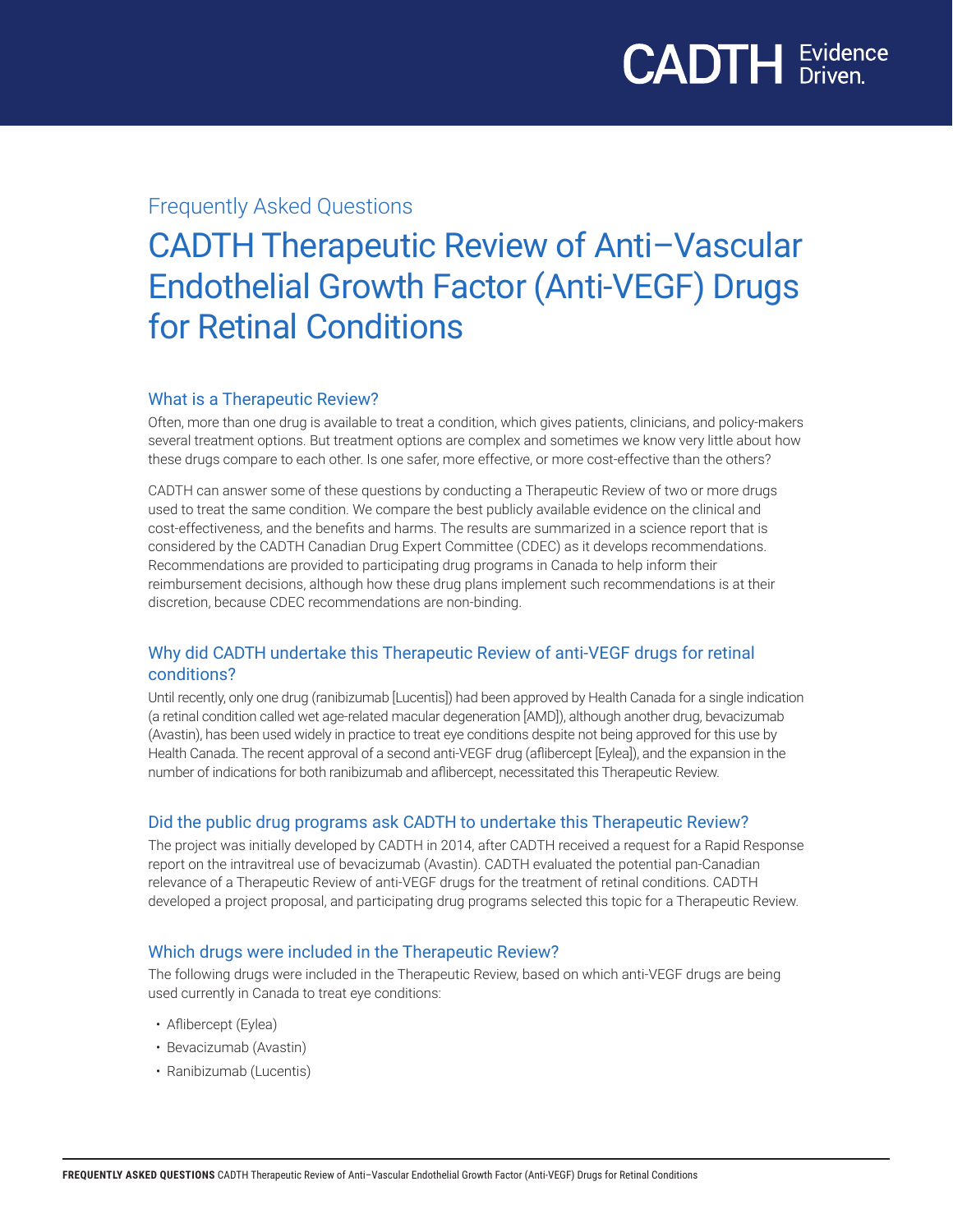Frequently Asked Questions

# CADTH Therapeutic Review of Anti–Vascular Endothelial Growth Factor (Anti-VEGF) Drugs for Retinal Conditions

## What is a Therapeutic Review?

Often, more than one drug is available to treat a condition, which gives patients, clinicians, and policy-makers several treatment options. But treatment options are complex and sometimes we know very little about how these drugs compare to each other. Is one safer, more effective, or more cost-effective than the others?

CADTH can answer some of these questions by conducting a Therapeutic Review of two or more drugs used to treat the same condition. We compare the best publicly available evidence on the clinical and cost-effectiveness, and the benefits and harms. The results are summarized in a science report that is considered by the CADTH Canadian Drug Expert Committee (CDEC) as it develops recommendations. Recommendations are provided to participating drug programs in Canada to help inform their reimbursement decisions, although how these drug plans implement such recommendations is at their discretion, because CDEC recommendations are non-binding.

## Why did CADTH undertake this Therapeutic Review of anti-VEGF drugs for retinal conditions?

Until recently, only one drug (ranibizumab [Lucentis]) had been approved by Health Canada for a single indication (a retinal condition called wet age-related macular degeneration [AMD]), although another drug, bevacizumab (Avastin), has been used widely in practice to treat eye conditions despite not being approved for this use by Health Canada. The recent approval of a second anti-VEGF drug (aflibercept [Eylea]), and the expansion in the number of indications for both ranibizumab and aflibercept, necessitated this Therapeutic Review.

## Did the public drug programs ask CADTH to undertake this Therapeutic Review?

The project was initially developed by CADTH in 2014, after CADTH received a request for a Rapid Response report on the intravitreal use of bevacizumab (Avastin). CADTH evaluated the potential pan-Canadian relevance of a Therapeutic Review of anti-VEGF drugs for the treatment of retinal conditions. CADTH developed a project proposal, and participating drug programs selected this topic for a Therapeutic Review.

## Which drugs were included in the Therapeutic Review?

The following drugs were included in the Therapeutic Review, based on which anti-VEGF drugs are being used currently in Canada to treat eye conditions:

- Aflibercept (Eylea)
- Bevacizumab (Avastin)
- Ranibizumab (Lucentis)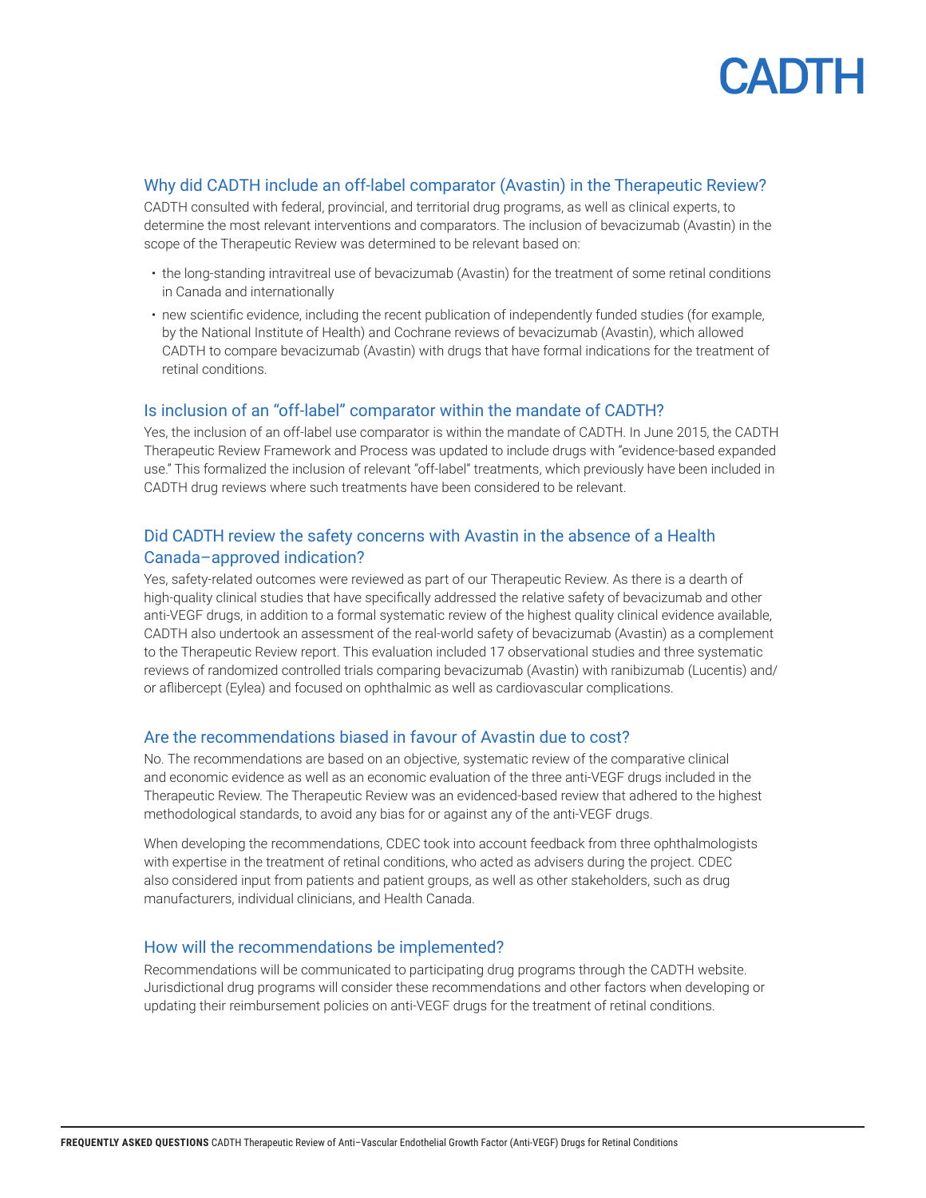## Why did CADTH include an off-label comparator (Avastin) in the Therapeutic Review?

CADTH consulted with federal, provincial, and territorial drug programs, as well as clinical experts, to determine the most relevant interventions and comparators. The inclusion of bevacizumab (Avastin) in the scope of the Therapeutic Review was determined to be relevant based on:

- the long-standing intravitreal use of bevacizumab (Avastin) for the treatment of some retinal conditions in Canada and internationally
- new scientific evidence, including the recent publication of independently funded studies (for example, by the National Institute of Health) and Cochrane reviews of bevacizumab (Avastin), which allowed CADTH to compare bevacizumab (Avastin) with drugs that have formal indications for the treatment of retinal conditions.

## Is inclusion of an "off-label" comparator within the mandate of CADTH?

Yes, the inclusion of an off-label use comparator is within the mandate of CADTH. In June 2015, the CADTH Therapeutic Review Framework and Process was updated to include drugs with "evidence-based expanded use." This formalized the inclusion of relevant "off-label" treatments, which previously have been included in CADTH drug reviews where such treatments have been considered to be relevant.

## Did CADTH review the safety concerns with Avastin in the absence of a Health Canada–approved indication?

Yes, safety-related outcomes were reviewed as part of our Therapeutic Review. As there is a dearth of high-quality clinical studies that have specifically addressed the relative safety of bevacizumab and other anti-VEGF drugs, in addition to a formal systematic review of the highest quality clinical evidence available, CADTH also undertook an assessment of the real-world safety of bevacizumab (Avastin) as a complement to the Therapeutic Review report. This evaluation included 17 observational studies and three systematic reviews of randomized controlled trials comparing bevacizumab (Avastin) with ranibizumab (Lucentis) and/or aflibercept (Eylea) and focused on ophthalmic as well as cardiovascular complications.

## Are the recommendations biased in favour of Avastin due to cost?

No. The recommendations are based on an objective, systematic review of the comparative clinical and economic evidence as well as an economic evaluation of the three anti-VEGF drugs included in the Therapeutic Review. The Therapeutic Review was an evidenced-based review that adhered to the highest methodological standards, to avoid any bias for or against any of the anti-VEGF drugs.

When developing the recommendations, CDEC took into account feedback from three ophthalmologists with expertise in the treatment of retinal conditions, who acted as advisers during the project. CDEC also considered input from patients and patient groups, as well as other stakeholders, such as drug manufacturers, individual clinicians, and Health Canada.

## How will the recommendations be implemented?

Recommendations will be communicated to participating drug programs through the CADTH website. Jurisdictional drug programs will consider these recommendations and other factors when developing or updating their reimbursement policies on anti-VEGF drugs for the treatment of retinal conditions.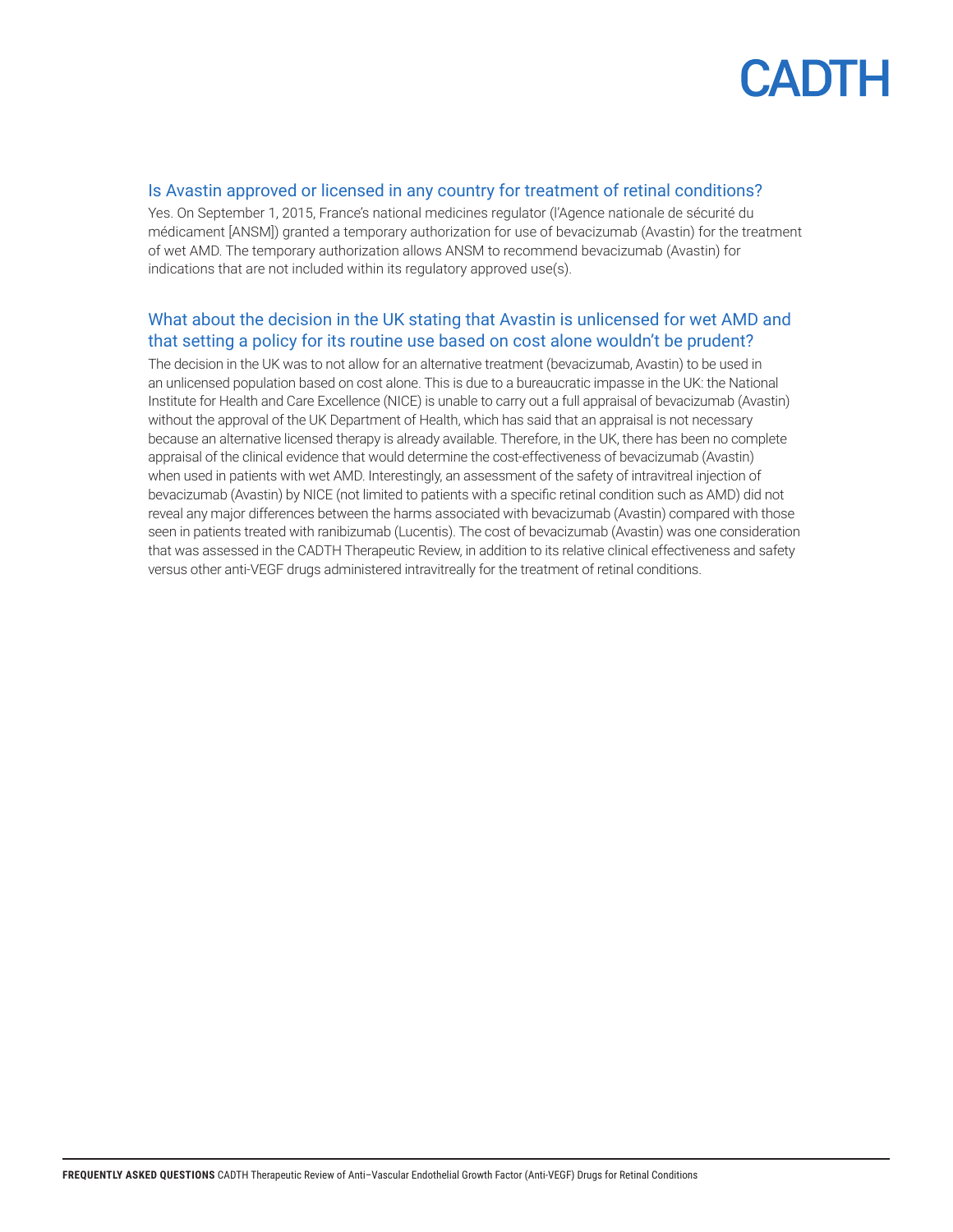## Is Avastin approved or licensed in any country for treatment of retinal conditions?

Yes. On September 1, 2015, France's national medicines regulator (l'Agence nationale de sécurité du médicament [ANSM]) granted a temporary authorization for use of bevacizumab (Avastin) for the treatment of wet AMD. The temporary authorization allows ANSM to recommend bevacizumab (Avastin) for indications that are not included within its regulatory approved use(s).

## What about the decision in the UK stating that Avastin is unlicensed for wet AMD and that setting a policy for its routine use based on cost alone wouldn't be prudent?

The decision in the UK was to not allow for an alternative treatment (bevacizumab, Avastin) to be used in an unlicensed population based on cost alone. This is due to a bureaucratic impasse in the UK: the National Institute for Health and Care Excellence (NICE) is unable to carry out a full appraisal of bevacizumab (Avastin) without the approval of the UK Department of Health, which has said that an appraisal is not necessary because an alternative licensed therapy is already available. Therefore, in the UK, there has been no complete appraisal of the clinical evidence that would determine the cost-effectiveness of bevacizumab (Avastin) when used in patients with wet AMD. Interestingly, an assessment of the safety of intravitreal injection of bevacizumab (Avastin) by NICE (not limited to patients with a specific retinal condition such as AMD) did not reveal any major differences between the harms associated with bevacizumab (Avastin) compared with those seen in patients treated with ranibizumab (Lucentis). The cost of bevacizumab (Avastin) was one consideration that was assessed in the CADTH Therapeutic Review, in addition to its relative clinical effectiveness and safety versus other anti-VEGF drugs administered intravitreally for the treatment of retinal conditions.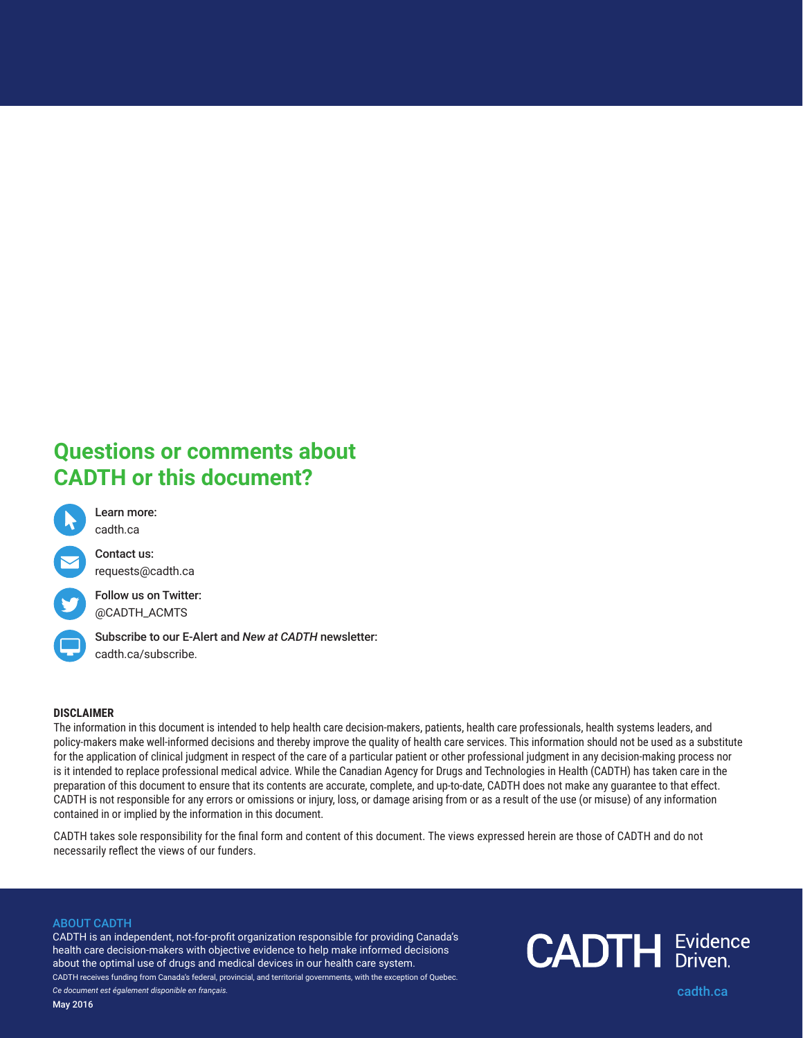## Questions or comments about CADTH or this document?

**Learn more:**
cadth.ca

**Contact us:**
requests@cadth.ca

**Follow us on Twitter:**
@CADTH_ACMTS

**Subscribe to our E-Alert and *New at CADTH* newsletter:**
cadth.ca/subscribe.

**DISCLAIMER**

The information in this document is intended to help health care decision-makers, patients, health care professionals, health systems leaders, and policy-makers make well-informed decisions and thereby improve the quality of health care services. This information should not be used as a substitute for the application of clinical judgment in respect of the care of a particular patient or other professional judgment in any decision-making process nor is it intended to replace professional medical advice. While the Canadian Agency for Drugs and Technologies in Health (CADTH) has taken care in the preparation of this document to ensure that its contents are accurate, complete, and up-to-date, CADTH does not make any guarantee to that effect. CADTH is not responsible for any errors or omissions or injury, loss, or damage arising from or as a result of the use (or misuse) of any information contained in or implied by the information in this document.

CADTH takes sole responsibility for the final form and content of this document. The views expressed herein are those of CADTH and do not necessarily reflect the views of our funders.

ABOUT CADTH

CADTH is an independent, not-for-profit organization responsible for providing Canada's health care decision-makers with objective evidence to help make informed decisions about the optimal use of drugs and medical devices in our health care system.

CADTH receives funding from Canada's federal, provincial, and territorial governments, with the exception of Quebec.

*Ce document est également disponible en français.*

May 2016

CADTH Evidence Driven.

cadth.ca